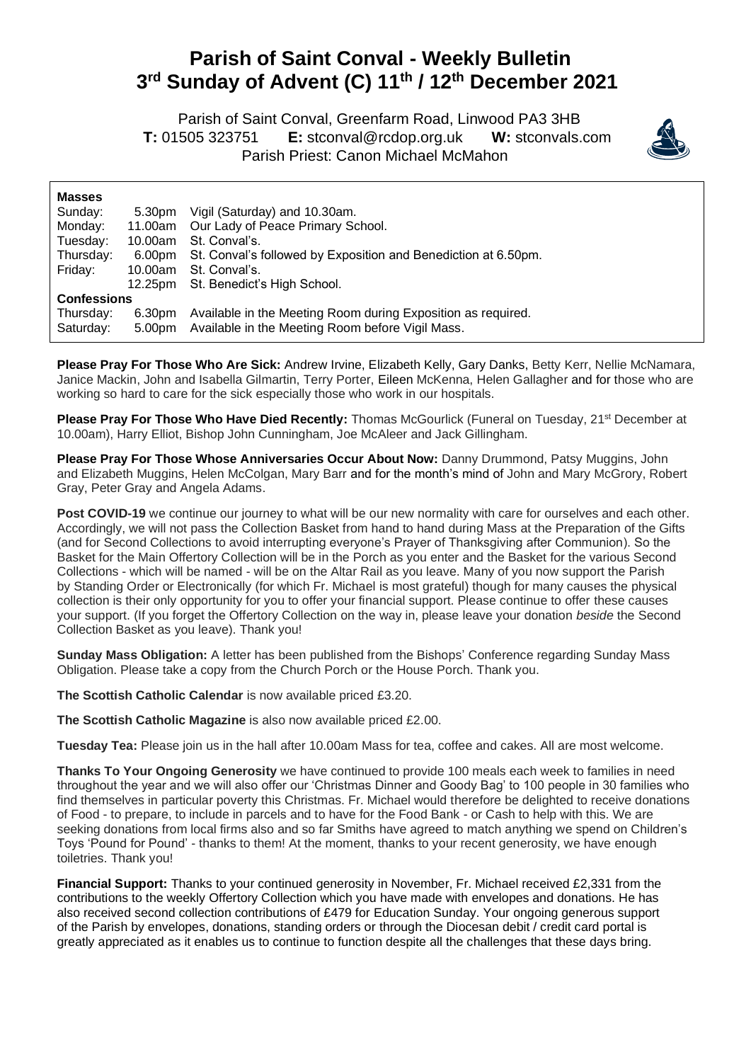# Parish of Saint Conval - Weekly Bulletin
# 3rd Sunday of Advent (C) 11th / 12th December 2021

Parish of Saint Conval, Greenfarm Road, Linwood PA3 3HB
**T:** 01505 323751 **E:** stconval@rcdop.org.uk **W:** stconvals.com
Parish Priest: Canon Michael McMahon

**Masses**

| | | |
|---|---|---|
| Sunday: | 5.30pm | Vigil (Saturday) and 10.30am. |
| Monday: | 11.00am | Our Lady of Peace Primary School. |
| Tuesday: | 10.00am | St. Conval's. |
| Thursday: | 6.00pm | St. Conval's followed by Exposition and Benediction at 6.50pm. |
| Friday: | 10.00am | St. Conval's. |
| | 12.25pm | St. Benedict's High School. |

**Confessions**

| | | |
|---|---|---|
| Thursday: | 6.30pm | Available in the Meeting Room during Exposition as required. |
| Saturday: | 5.00pm | Available in the Meeting Room before Vigil Mass. |

**Please Pray For Those Who Are Sick:** Andrew Irvine, Elizabeth Kelly, Gary Danks, Betty Kerr, Nellie McNamara, Janice Mackin, John and Isabella Gilmartin, Terry Porter, Eileen McKenna, Helen Gallagher and for those who are working so hard to care for the sick especially those who work in our hospitals.

**Please Pray For Those Who Have Died Recently:** Thomas McGourlick (Funeral on Tuesday, 21st December at 10.00am), Harry Elliot, Bishop John Cunningham, Joe McAleer and Jack Gillingham.

**Please Pray For Those Whose Anniversaries Occur About Now:** Danny Drummond, Patsy Muggins, John and Elizabeth Muggins, Helen McColgan, Mary Barr and for the month's mind of John and Mary McGrory, Robert Gray, Peter Gray and Angela Adams.

**Post COVID-19** we continue our journey to what will be our new normality with care for ourselves and each other. Accordingly, we will not pass the Collection Basket from hand to hand during Mass at the Preparation of the Gifts (and for Second Collections to avoid interrupting everyone's Prayer of Thanksgiving after Communion). So the Basket for the Main Offertory Collection will be in the Porch as you enter and the Basket for the various Second Collections - which will be named - will be on the Altar Rail as you leave. Many of you now support the Parish by Standing Order or Electronically (for which Fr. Michael is most grateful) though for many causes the physical collection is their only opportunity for you to offer your financial support. Please continue to offer these causes your support. (If you forget the Offertory Collection on the way in, please leave your donation *beside* the Second Collection Basket as you leave). Thank you!

**Sunday Mass Obligation:** A letter has been published from the Bishops' Conference regarding Sunday Mass Obligation. Please take a copy from the Church Porch or the House Porch. Thank you.

**The Scottish Catholic Calendar** is now available priced £3.20.

**The Scottish Catholic Magazine** is also now available priced £2.00.

**Tuesday Tea:** Please join us in the hall after 10.00am Mass for tea, coffee and cakes. All are most welcome.

**Thanks To Your Ongoing Generosity** we have continued to provide 100 meals each week to families in need throughout the year and we will also offer our 'Christmas Dinner and Goody Bag' to 100 people in 30 families who find themselves in particular poverty this Christmas. Fr. Michael would therefore be delighted to receive donations of Food - to prepare, to include in parcels and to have for the Food Bank - or Cash to help with this. We are seeking donations from local firms also and so far Smiths have agreed to match anything we spend on Children's Toys 'Pound for Pound' - thanks to them! At the moment, thanks to your recent generosity, we have enough toiletries. Thank you!

**Financial Support:** Thanks to your continued generosity in November, Fr. Michael received £2,331 from the contributions to the weekly Offertory Collection which you have made with envelopes and donations. He has also received second collection contributions of £479 for Education Sunday. Your ongoing generous support of the Parish by envelopes, donations, standing orders or through the Diocesan debit / credit card portal is greatly appreciated as it enables us to continue to function despite all the challenges that these days bring.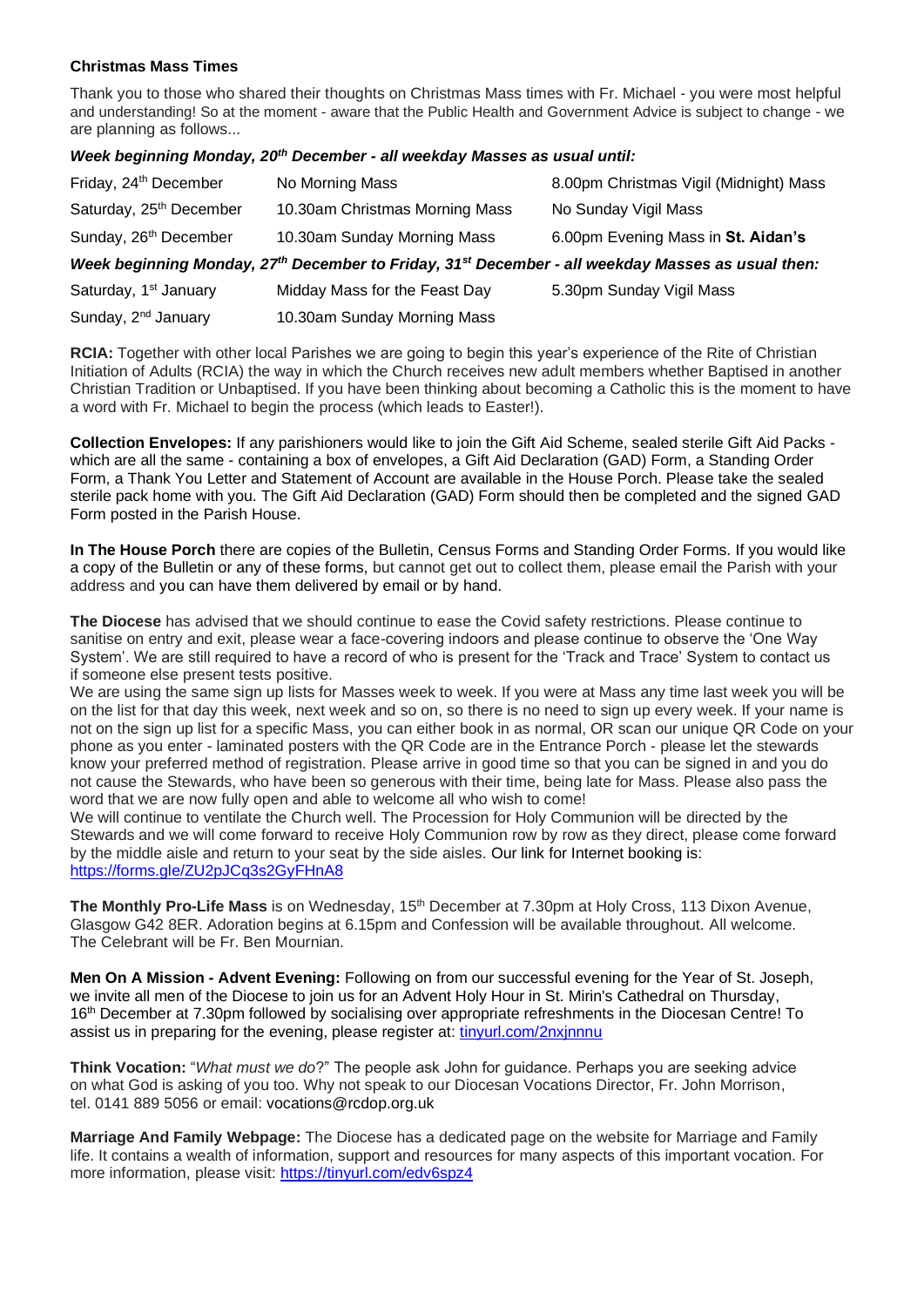**Christmas Mass Times**

Thank you to those who shared their thoughts on Christmas Mass times with Fr. Michael - you were most helpful and understanding! So at the moment - aware that the Public Health and Government Advice is subject to change - we are planning as follows...

***Week beginning Monday, 20th December - all weekday Masses as usual until:***

| | | |
|---|---|---|
| Friday, 24th December | No Morning Mass | 8.00pm Christmas Vigil (Midnight) Mass |
| Saturday, 25th December | 10.30am Christmas Morning Mass | No Sunday Vigil Mass |
| Sunday, 26th December | 10.30am Sunday Morning Mass | 6.00pm Evening Mass in **St. Aidan's** |

***Week beginning Monday, 27th December to Friday, 31st December - all weekday Masses as usual then:***

| | | |
|---|---|---|
| Saturday, 1st January | Midday Mass for the Feast Day | 5.30pm Sunday Vigil Mass |
| Sunday, 2nd January | 10.30am Sunday Morning Mass | |

**RCIA:** Together with other local Parishes we are going to begin this year's experience of the Rite of Christian Initiation of Adults (RCIA) the way in which the Church receives new adult members whether Baptised in another Christian Tradition or Unbaptised. If you have been thinking about becoming a Catholic this is the moment to have a word with Fr. Michael to begin the process (which leads to Easter!).

**Collection Envelopes:** If any parishioners would like to join the Gift Aid Scheme, sealed sterile Gift Aid Packs - which are all the same - containing a box of envelopes, a Gift Aid Declaration (GAD) Form, a Standing Order Form, a Thank You Letter and Statement of Account are available in the House Porch. Please take the sealed sterile pack home with you. The Gift Aid Declaration (GAD) Form should then be completed and the signed GAD Form posted in the Parish House.

**In The House Porch** there are copies of the Bulletin, Census Forms and Standing Order Forms. If you would like a copy of the Bulletin or any of these forms, but cannot get out to collect them, please email the Parish with your address and you can have them delivered by email or by hand.

**The Diocese** has advised that we should continue to ease the Covid safety restrictions. Please continue to sanitise on entry and exit, please wear a face-covering indoors and please continue to observe the 'One Way System'. We are still required to have a record of who is present for the 'Track and Trace' System to contact us if someone else present tests positive.

We are using the same sign up lists for Masses week to week. If you were at Mass any time last week you will be on the list for that day this week, next week and so on, so there is no need to sign up every week. If your name is not on the sign up list for a specific Mass, you can either book in as normal, OR scan our unique QR Code on your phone as you enter - laminated posters with the QR Code are in the Entrance Porch - please let the stewards know your preferred method of registration. Please arrive in good time so that you can be signed in and you do not cause the Stewards, who have been so generous with their time, being late for Mass. Please also pass the word that we are now fully open and able to welcome all who wish to come!

We will continue to ventilate the Church well. The Procession for Holy Communion will be directed by the Stewards and we will come forward to receive Holy Communion row by row as they direct, please come forward by the middle aisle and return to your seat by the side aisles. Our link for Internet booking is: https://forms.gle/ZU2pJCq3s2GyFHnA8

**The Monthly Pro-Life Mass** is on Wednesday, 15th December at 7.30pm at Holy Cross, 113 Dixon Avenue, Glasgow G42 8ER. Adoration begins at 6.15pm and Confession will be available throughout. All welcome. The Celebrant will be Fr. Ben Mournian.

**Men On A Mission - Advent Evening:** Following on from our successful evening for the Year of St. Joseph, we invite all men of the Diocese to join us for an Advent Holy Hour in St. Mirin's Cathedral on Thursday, 16th December at 7.30pm followed by socialising over appropriate refreshments in the Diocesan Centre! To assist us in preparing for the evening, please register at: tinyurl.com/2nxjnnnu

**Think Vocation:** "*What must we do*?" The people ask John for guidance. Perhaps you are seeking advice on what God is asking of you too. Why not speak to our Diocesan Vocations Director, Fr. John Morrison, tel. 0141 889 5056 or email: vocations@rcdop.org.uk

**Marriage And Family Webpage:** The Diocese has a dedicated page on the website for Marriage and Family life. It contains a wealth of information, support and resources for many aspects of this important vocation. For more information, please visit: https://tinyurl.com/edv6spz4